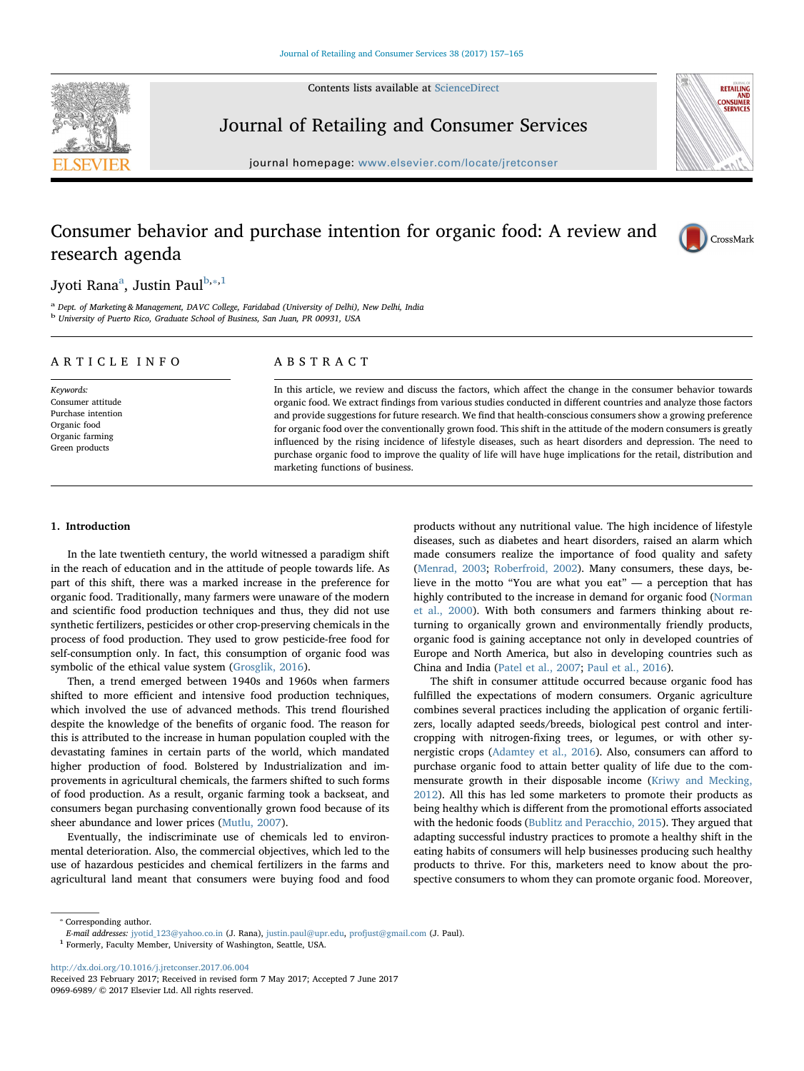# Consumer behavior and purchase intention for organic food: A review and research agenda

Jyoti Rana[a], Justin Paul[b,*,1]

[a] Dept. of Marketing & Management, DAVC College, Faridabad (University of Delhi), New Delhi, India
[b] University of Puerto Rico, Graduate School of Business, San Juan, PR 00931, USA

## ARTICLE INFO

*Keywords:*
Consumer attitude
Purchase intention
Organic food
Organic farming
Green products

## ABSTRACT

In this article, we review and discuss the factors, which affect the change in the consumer behavior towards organic food. We extract findings from various studies conducted in different countries and analyze those factors and provide suggestions for future research. We find that health-conscious consumers show a growing preference for organic food over the conventionally grown food. This shift in the attitude of the modern consumers is greatly influenced by the rising incidence of lifestyle diseases, such as heart disorders and depression. The need to purchase organic food to improve the quality of life will have huge implications for the retail, distribution and marketing functions of business.

## 1. Introduction

In the late twentieth century, the world witnessed a paradigm shift in the reach of education and in the attitude of people towards life. As part of this shift, there was a marked increase in the preference for organic food. Traditionally, many farmers were unaware of the modern and scientific food production techniques and thus, they did not use synthetic fertilizers, pesticides or other crop-preserving chemicals in the process of food production. They used to grow pesticide-free food for self-consumption only. In fact, this consumption of organic food was symbolic of the ethical value system (Grosglik, 2016).

Then, a trend emerged between 1940s and 1960s when farmers shifted to more efficient and intensive food production techniques, which involved the use of advanced methods. This trend flourished despite the knowledge of the benefits of organic food. The reason for this is attributed to the increase in human population coupled with the devastating famines in certain parts of the world, which mandated higher production of food. Bolstered by Industrialization and improvements in agricultural chemicals, the farmers shifted to such forms of food production. As a result, organic farming took a backseat, and consumers began purchasing conventionally grown food because of its sheer abundance and lower prices (Mutlu, 2007).

Eventually, the indiscriminate use of chemicals led to environmental deterioration. Also, the commercial objectives, which led to the use of hazardous pesticides and chemical fertilizers in the farms and agricultural land meant that consumers were buying food and food products without any nutritional value. The high incidence of lifestyle diseases, such as diabetes and heart disorders, raised an alarm which made consumers realize the importance of food quality and safety (Menrad, 2003; Roberfroid, 2002). Many consumers, these days, believe in the motto "You are what you eat" — a perception that has highly contributed to the increase in demand for organic food (Norman et al., 2000). With both consumers and farmers thinking about returning to organically grown and environmentally friendly products, organic food is gaining acceptance not only in developed countries of Europe and North America, but also in developing countries such as China and India (Patel et al., 2007; Paul et al., 2016).

The shift in consumer attitude occurred because organic food has fulfilled the expectations of modern consumers. Organic agriculture combines several practices including the application of organic fertilizers, locally adapted seeds/breeds, biological pest control and intercropping with nitrogen-fixing trees, or legumes, or with other synergistic crops (Adamtey et al., 2016). Also, consumers can afford to purchase organic food to attain better quality of life due to the commensurate growth in their disposable income (Kriwy and Mecking, 2012). All this has led some marketers to promote their products as being healthy which is different from the promotional efforts associated with the hedonic foods (Bublitz and Peracchio, 2015). They argued that adapting successful industry practices to promote a healthy shift in the eating habits of consumers will help businesses producing such healthy products to thrive. For this, marketers need to know about the prospective consumers to whom they can promote organic food. Moreover,

---

* Corresponding author.
*E-mail addresses:* jyotid_123@yahoo.co.in (J. Rana), justin.paul@upr.edu, profjust@gmail.com (J. Paul).
[1] Formerly, Faculty Member, University of Washington, Seattle, USA.

http://dx.doi.org/10.1016/j.jretconser.2017.06.004
Received 23 February 2017; Received in revised form 7 May 2017; Accepted 7 June 2017
0969-6989/ © 2017 Elsevier Ltd. All rights reserved.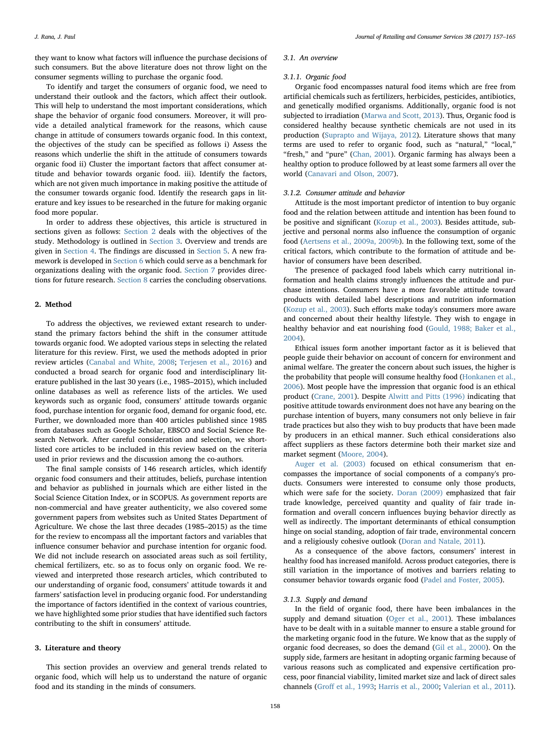they want to know what factors will influence the purchase decisions of such consumers. But the above literature does not throw light on the consumer segments willing to purchase the organic food.

To identify and target the consumers of organic food, we need to understand their outlook and the factors, which affect their outlook. This will help to understand the most important considerations, which shape the behavior of organic food consumers. Moreover, it will provide a detailed analytical framework for the reasons, which cause change in attitude of consumers towards organic food. In this context, the objectives of the study can be specified as follows i) Assess the reasons which underlie the shift in the attitude of consumers towards organic food ii) Cluster the important factors that affect consumer attitude and behavior towards organic food. iii). Identify the factors, which are not given much importance in making positive the attitude of the consumer towards organic food. Identify the research gaps in literature and key issues to be researched in the future for making organic food more popular.

In order to address these objectives, this article is structured in sections given as follows: Section 2 deals with the objectives of the study. Methodology is outlined in Section 3. Overview and trends are given in Section 4. The findings are discussed in Section 5. A new framework is developed in Section 6 which could serve as a benchmark for organizations dealing with the organic food. Section 7 provides directions for future research. Section 8 carries the concluding observations.

## 2. Method

To address the objectives, we reviewed extant research to understand the primary factors behind the shift in the consumer attitude towards organic food. We adopted various steps in selecting the related literature for this review. First, we used the methods adopted in prior review articles (Canabal and White, 2008; Terjesen et al., 2016) and conducted a broad search for organic food and interdisciplinary literature published in the last 30 years (i.e., 1985–2015), which included online databases as well as reference lists of the articles. We used keywords such as organic food, consumers' attitude towards organic food, purchase intention for organic food, demand for organic food, etc. Further, we downloaded more than 400 articles published since 1985 from databases such as Google Scholar, EBSCO and Social Science Research Network. After careful consideration and selection, we shortlisted core articles to be included in this review based on the criteria used in prior reviews and the discussion among the co-authors.

The final sample consists of 146 research articles, which identify organic food consumers and their attitudes, beliefs, purchase intention and behavior as published in journals which are either listed in the Social Science Citation Index, or in SCOPUS. As government reports are non-commercial and have greater authenticity, we also covered some government papers from websites such as United States Department of Agriculture. We chose the last three decades (1985–2015) as the time for the review to encompass all the important factors and variables that influence consumer behavior and purchase intention for organic food. We did not include research on associated areas such as soil fertility, chemical fertilizers, etc. so as to focus only on organic food. We reviewed and interpreted those research articles, which contributed to our understanding of organic food, consumers' attitude towards it and farmers' satisfaction level in producing organic food. For understanding the importance of factors identified in the context of various countries, we have highlighted some prior studies that have identified such factors contributing to the shift in consumers' attitude.

## 3. Literature and theory

This section provides an overview and general trends related to organic food, which will help us to understand the nature of organic food and its standing in the minds of consumers.

### 3.1. An overview

#### 3.1.1. Organic food

Organic food encompasses natural food items which are free from artificial chemicals such as fertilizers, herbicides, pesticides, antibiotics, and genetically modified organisms. Additionally, organic food is not subjected to irradiation (Marwa and Scott, 2013). Thus, Organic food is considered healthy because synthetic chemicals are not used in its production (Suprapto and Wijaya, 2012). Literature shows that many terms are used to refer to organic food, such as "natural," "local," "fresh," and "pure" (Chan, 2001). Organic farming has always been a healthy option to produce followed by at least some farmers all over the world (Canavari and Olson, 2007).

#### 3.1.2. Consumer attitude and behavior

Attitude is the most important predictor of intention to buy organic food and the relation between attitude and intention has been found to be positive and significant (Kozup et al., 2003). Besides attitude, subjective and personal norms also influence the consumption of organic food (Aertsens et al., 2009a, 2009b). In the following text, some of the critical factors, which contribute to the formation of attitude and behavior of consumers have been described.

The presence of packaged food labels which carry nutritional information and health claims strongly influences the attitude and purchase intentions. Consumers have a more favorable attitude toward products with detailed label descriptions and nutrition information (Kozup et al., 2003). Such efforts make today's consumers more aware and concerned about their healthy lifestyle. They wish to engage in healthy behavior and eat nourishing food (Gould, 1988; Baker et al., 2004).

Ethical issues form another important factor as it is believed that people guide their behavior on account of concern for environment and animal welfare. The greater the concern about such issues, the higher is the probability that people will consume healthy food (Honkanen et al., 2006). Most people have the impression that organic food is an ethical product (Crane, 2001). Despite Alwitt and Pitts (1996) indicating that positive attitude towards environment does not have any bearing on the purchase intention of buyers, many consumers not only believe in fair trade practices but also they wish to buy products that have been made by producers in an ethical manner. Such ethical considerations also affect suppliers as these factors determine both their market size and market segment (Moore, 2004).

Auger et al. (2003) focused on ethical consumerism that encompasses the importance of social components of a company's products. Consumers were interested to consume only those products, which were safe for the society. Doran (2009) emphasized that fair trade knowledge, perceived quantity and quality of fair trade information and overall concern influences buying behavior directly as well as indirectly. The important determinants of ethical consumption hinge on social standing, adoption of fair trade, environmental concern and a religiously cohesive outlook (Doran and Natale, 2011).

As a consequence of the above factors, consumers' interest in healthy food has increased manifold. Across product categories, there is still variation in the importance of motives and barriers relating to consumer behavior towards organic food (Padel and Foster, 2005).

#### 3.1.3. Supply and demand

In the field of organic food, there have been imbalances in the supply and demand situation (Oger et al., 2001). These imbalances have to be dealt with in a suitable manner to ensure a stable ground for the marketing organic food in the future. We know that as the supply of organic food decreases, so does the demand (Gil et al., 2000). On the supply side, farmers are hesitant in adopting organic farming because of various reasons such as complicated and expensive certification process, poor financial viability, limited market size and lack of direct sales channels (Groff et al., 1993; Harris et al., 2000; Valerian et al., 2011).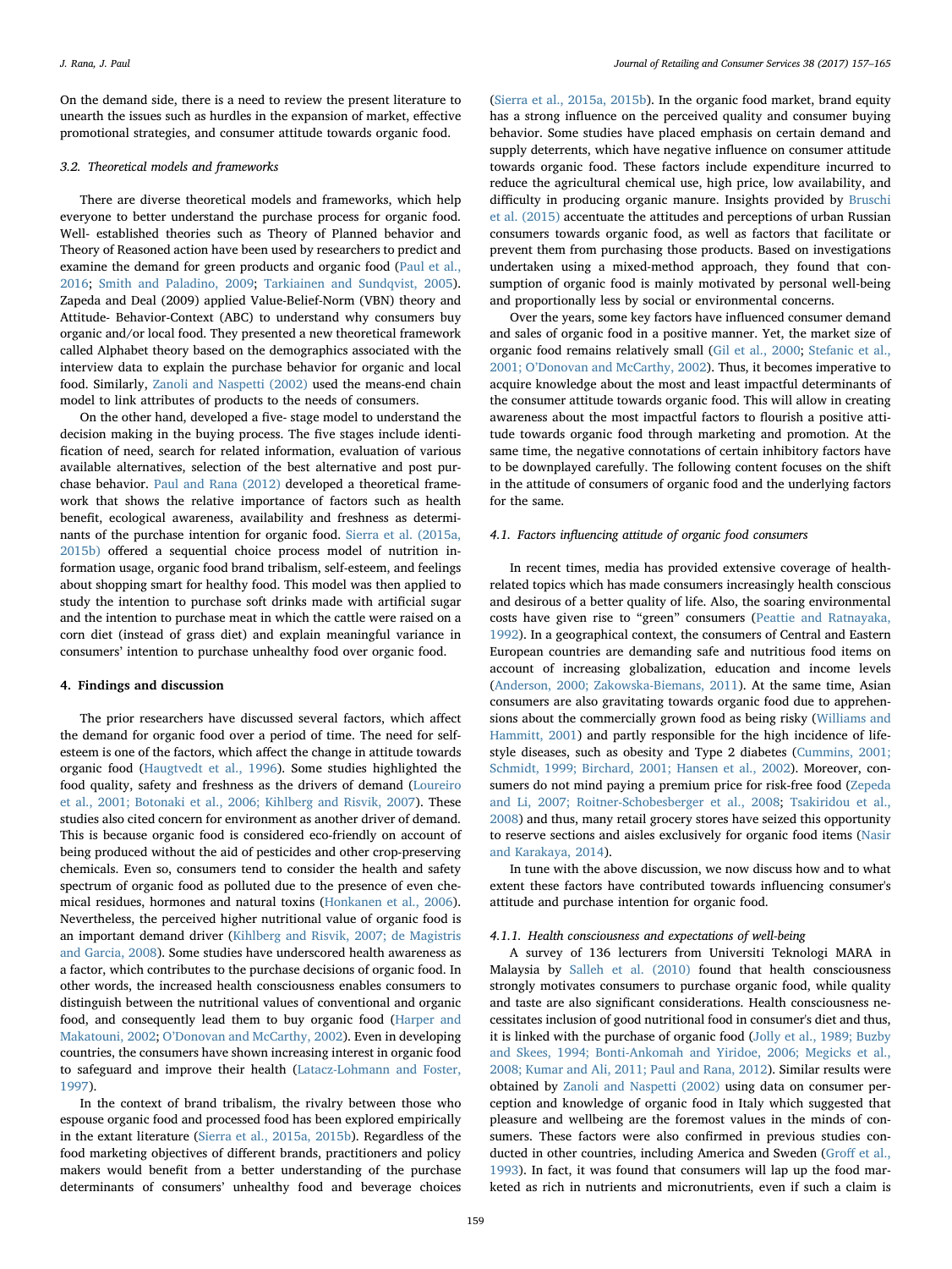On the demand side, there is a need to review the present literature to unearth the issues such as hurdles in the expansion of market, effective promotional strategies, and consumer attitude towards organic food.

### 3.2. Theoretical models and frameworks

There are diverse theoretical models and frameworks, which help everyone to better understand the purchase process for organic food. Well- established theories such as Theory of Planned behavior and Theory of Reasoned action have been used by researchers to predict and examine the demand for green products and organic food (Paul et al., 2016; Smith and Paladino, 2009; Tarkiainen and Sundqvist, 2005). Zapeda and Deal (2009) applied Value-Belief-Norm (VBN) theory and Attitude- Behavior-Context (ABC) to understand why consumers buy organic and/or local food. They presented a new theoretical framework called Alphabet theory based on the demographics associated with the interview data to explain the purchase behavior for organic and local food. Similarly, Zanoli and Naspetti (2002) used the means-end chain model to link attributes of products to the needs of consumers.

On the other hand, developed a five- stage model to understand the decision making in the buying process. The five stages include identification of need, search for related information, evaluation of various available alternatives, selection of the best alternative and post purchase behavior. Paul and Rana (2012) developed a theoretical framework that shows the relative importance of factors such as health benefit, ecological awareness, availability and freshness as determinants of the purchase intention for organic food. Sierra et al. (2015a, 2015b) offered a sequential choice process model of nutrition information usage, organic food brand tribalism, self-esteem, and feelings about shopping smart for healthy food. This model was then applied to study the intention to purchase soft drinks made with artificial sugar and the intention to purchase meat in which the cattle were raised on a corn diet (instead of grass diet) and explain meaningful variance in consumers' intention to purchase unhealthy food over organic food.

## 4. Findings and discussion

The prior researchers have discussed several factors, which affect the demand for organic food over a period of time. The need for self-esteem is one of the factors, which affect the change in attitude towards organic food (Haugtvedt et al., 1996). Some studies highlighted the food quality, safety and freshness as the drivers of demand (Loureiro et al., 2001; Botonaki et al., 2006; Kihlberg and Risvik, 2007). These studies also cited concern for environment as another driver of demand. This is because organic food is considered eco-friendly on account of being produced without the aid of pesticides and other crop-preserving chemicals. Even so, consumers tend to consider the health and safety spectrum of organic food as polluted due to the presence of even chemical residues, hormones and natural toxins (Honkanen et al., 2006). Nevertheless, the perceived higher nutritional value of organic food is an important demand driver (Kihlberg and Risvik, 2007; de Magistris and Garcia, 2008). Some studies have underscored health awareness as a factor, which contributes to the purchase decisions of organic food. In other words, the increased health consciousness enables consumers to distinguish between the nutritional values of conventional and organic food, and consequently lead them to buy organic food (Harper and Makatouni, 2002; O'Donovan and McCarthy, 2002). Even in developing countries, the consumers have shown increasing interest in organic food to safeguard and improve their health (Latacz-Lohmann and Foster, 1997).

In the context of brand tribalism, the rivalry between those who espouse organic food and processed food has been explored empirically in the extant literature (Sierra et al., 2015a, 2015b). Regardless of the food marketing objectives of different brands, practitioners and policy makers would benefit from a better understanding of the purchase determinants of consumers' unhealthy food and beverage choices (Sierra et al., 2015a, 2015b). In the organic food market, brand equity has a strong influence on the perceived quality and consumer buying behavior. Some studies have placed emphasis on certain demand and supply deterrents, which have negative influence on consumer attitude towards organic food. These factors include expenditure incurred to reduce the agricultural chemical use, high price, low availability, and difficulty in producing organic manure. Insights provided by Bruschi et al. (2015) accentuate the attitudes and perceptions of urban Russian consumers towards organic food, as well as factors that facilitate or prevent them from purchasing those products. Based on investigations undertaken using a mixed-method approach, they found that consumption of organic food is mainly motivated by personal well-being and proportionally less by social or environmental concerns.

Over the years, some key factors have influenced consumer demand and sales of organic food in a positive manner. Yet, the market size of organic food remains relatively small (Gil et al., 2000; Stefanic et al., 2001; O'Donovan and McCarthy, 2002). Thus, it becomes imperative to acquire knowledge about the most and least impactful determinants of the consumer attitude towards organic food. This will allow in creating awareness about the most impactful factors to flourish a positive attitude towards organic food through marketing and promotion. At the same time, the negative connotations of certain inhibitory factors have to be downplayed carefully. The following content focuses on the shift in the attitude of consumers of organic food and the underlying factors for the same.

### 4.1. Factors influencing attitude of organic food consumers

In recent times, media has provided extensive coverage of health-related topics which has made consumers increasingly health conscious and desirous of a better quality of life. Also, the soaring environmental costs have given rise to "green" consumers (Peattie and Ratnayaka, 1992). In a geographical context, the consumers of Central and Eastern European countries are demanding safe and nutritious food items on account of increasing globalization, education and income levels (Anderson, 2000; Zakowska-Biemans, 2011). At the same time, Asian consumers are also gravitating towards organic food due to apprehensions about the commercially grown food as being risky (Williams and Hammitt, 2001) and partly responsible for the high incidence of lifestyle diseases, such as obesity and Type 2 diabetes (Cummins, 2001; Schmidt, 1999; Birchard, 2001; Hansen et al., 2002). Moreover, consumers do not mind paying a premium price for risk-free food (Zepeda and Li, 2007; Roitner-Schobesberger et al., 2008; Tsakiridou et al., 2008) and thus, many retail grocery stores have seized this opportunity to reserve sections and aisles exclusively for organic food items (Nasir and Karakaya, 2014).

In tune with the above discussion, we now discuss how and to what extent these factors have contributed towards influencing consumer's attitude and purchase intention for organic food.

#### 4.1.1. Health consciousness and expectations of well-being

A survey of 136 lecturers from Universiti Teknologi MARA in Malaysia by Salleh et al. (2010) found that health consciousness strongly motivates consumers to purchase organic food, while quality and taste are also significant considerations. Health consciousness necessitates inclusion of good nutritional food in consumer's diet and thus, it is linked with the purchase of organic food (Jolly et al., 1989; Buzby and Skees, 1994; Bonti-Ankomah and Yiridoe, 2006; Megicks et al., 2008; Kumar and Ali, 2011; Paul and Rana, 2012). Similar results were obtained by Zanoli and Naspetti (2002) using data on consumer perception and knowledge of organic food in Italy which suggested that pleasure and wellbeing are the foremost values in the minds of consumers. These factors were also confirmed in previous studies conducted in other countries, including America and Sweden (Groff et al., 1993). In fact, it was found that consumers will lap up the food marketed as rich in nutrients and micronutrients, even if such a claim is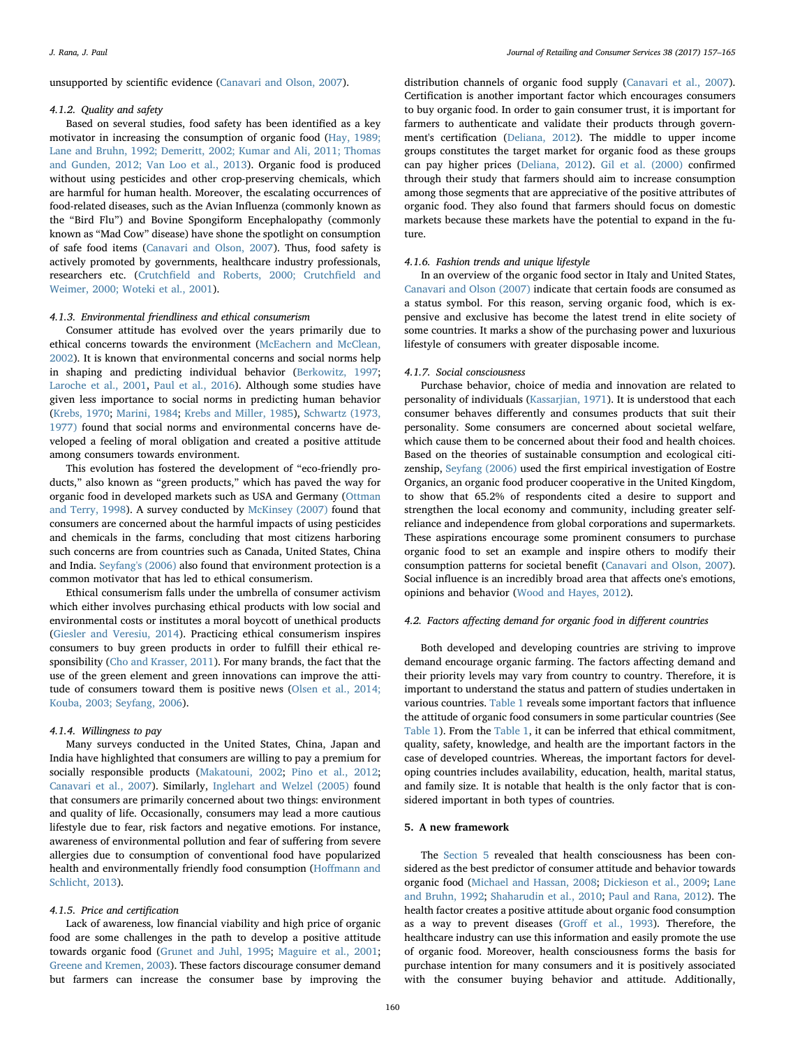unsupported by scientific evidence (Canavari and Olson, 2007).

#### 4.1.2. Quality and safety

Based on several studies, food safety has been identified as a key motivator in increasing the consumption of organic food (Hay, 1989; Lane and Bruhn, 1992; Demeritt, 2002; Kumar and Ali, 2011; Thomas and Gunden, 2012; Van Loo et al., 2013). Organic food is produced without using pesticides and other crop-preserving chemicals, which are harmful for human health. Moreover, the escalating occurrences of food-related diseases, such as the Avian Influenza (commonly known as the "Bird Flu") and Bovine Spongiform Encephalopathy (commonly known as "Mad Cow" disease) have shone the spotlight on consumption of safe food items (Canavari and Olson, 2007). Thus, food safety is actively promoted by governments, healthcare industry professionals, researchers etc. (Crutchfield and Roberts, 2000; Crutchfield and Weimer, 2000; Woteki et al., 2001).

#### 4.1.3. Environmental friendliness and ethical consumerism

Consumer attitude has evolved over the years primarily due to ethical concerns towards the environment (McEachern and McClean, 2002). It is known that environmental concerns and social norms help in shaping and predicting individual behavior (Berkowitz, 1997; Laroche et al., 2001, Paul et al., 2016). Although some studies have given less importance to social norms in predicting human behavior (Krebs, 1970; Marini, 1984; Krebs and Miller, 1985), Schwartz (1973, 1977) found that social norms and environmental concerns have developed a feeling of moral obligation and created a positive attitude among consumers towards environment.

This evolution has fostered the development of "eco-friendly products," also known as "green products," which has paved the way for organic food in developed markets such as USA and Germany (Ottman and Terry, 1998). A survey conducted by McKinsey (2007) found that consumers are concerned about the harmful impacts of using pesticides and chemicals in the farms, concluding that most citizens harboring such concerns are from countries such as Canada, United States, China and India. Seyfang's (2006) also found that environment protection is a common motivator that has led to ethical consumerism.

Ethical consumerism falls under the umbrella of consumer activism which either involves purchasing ethical products with low social and environmental costs or institutes a moral boycott of unethical products (Giesler and Veresiu, 2014). Practicing ethical consumerism inspires consumers to buy green products in order to fulfill their ethical responsibility (Cho and Krasser, 2011). For many brands, the fact that the use of the green element and green innovations can improve the attitude of consumers toward them is positive news (Olsen et al., 2014; Kouba, 2003; Seyfang, 2006).

#### 4.1.4. Willingness to pay

Many surveys conducted in the United States, China, Japan and India have highlighted that consumers are willing to pay a premium for socially responsible products (Makatouni, 2002; Pino et al., 2012; Canavari et al., 2007). Similarly, Inglehart and Welzel (2005) found that consumers are primarily concerned about two things: environment and quality of life. Occasionally, consumers may lead a more cautious lifestyle due to fear, risk factors and negative emotions. For instance, awareness of environmental pollution and fear of suffering from severe allergies due to consumption of conventional food have popularized health and environmentally friendly food consumption (Hoffmann and Schlicht, 2013).

#### 4.1.5. Price and certification

Lack of awareness, low financial viability and high price of organic food are some challenges in the path to develop a positive attitude towards organic food (Grunet and Juhl, 1995; Maguire et al., 2001; Greene and Kremen, 2003). These factors discourage consumer demand but farmers can increase the consumer base by improving the distribution channels of organic food supply (Canavari et al., 2007). Certification is another important factor which encourages consumers to buy organic food. In order to gain consumer trust, it is important for farmers to authenticate and validate their products through government's certification (Deliana, 2012). The middle to upper income groups constitutes the target market for organic food as these groups can pay higher prices (Deliana, 2012). Gil et al. (2000) confirmed through their study that farmers should aim to increase consumption among those segments that are appreciative of the positive attributes of organic food. They also found that farmers should focus on domestic markets because these markets have the potential to expand in the future.

#### 4.1.6. Fashion trends and unique lifestyle

In an overview of the organic food sector in Italy and United States, Canavari and Olson (2007) indicate that certain foods are consumed as a status symbol. For this reason, serving organic food, which is expensive and exclusive has become the latest trend in elite society of some countries. It marks a show of the purchasing power and luxurious lifestyle of consumers with greater disposable income.

#### 4.1.7. Social consciousness

Purchase behavior, choice of media and innovation are related to personality of individuals (Kassarjian, 1971). It is understood that each consumer behaves differently and consumes products that suit their personality. Some consumers are concerned about societal welfare, which cause them to be concerned about their food and health choices. Based on the theories of sustainable consumption and ecological citizenship, Seyfang (2006) used the first empirical investigation of Eostre Organics, an organic food producer cooperative in the United Kingdom, to show that 65.2% of respondents cited a desire to support and strengthen the local economy and community, including greater self-reliance and independence from global corporations and supermarkets. These aspirations encourage some prominent consumers to purchase organic food to set an example and inspire others to modify their consumption patterns for societal benefit (Canavari and Olson, 2007). Social influence is an incredibly broad area that affects one's emotions, opinions and behavior (Wood and Hayes, 2012).

### 4.2. Factors affecting demand for organic food in different countries

Both developed and developing countries are striving to improve demand encourage organic farming. The factors affecting demand and their priority levels may vary from country to country. Therefore, it is important to understand the status and pattern of studies undertaken in various countries. Table 1 reveals some important factors that influence the attitude of organic food consumers in some particular countries (See Table 1). From the Table 1, it can be inferred that ethical commitment, quality, safety, knowledge, and health are the important factors in the case of developed countries. Whereas, the important factors for developing countries includes availability, education, health, marital status, and family size. It is notable that health is the only factor that is considered important in both types of countries.

## 5. A new framework

The Section 5 revealed that health consciousness has been considered as the best predictor of consumer attitude and behavior towards organic food (Michael and Hassan, 2008; Dickieson et al., 2009; Lane and Bruhn, 1992; Shaharudin et al., 2010; Paul and Rana, 2012). The health factor creates a positive attitude about organic food consumption as a way to prevent diseases (Groff et al., 1993). Therefore, the healthcare industry can use this information and easily promote the use of organic food. Moreover, health consciousness forms the basis for purchase intention for many consumers and it is positively associated with the consumer buying behavior and attitude. Additionally,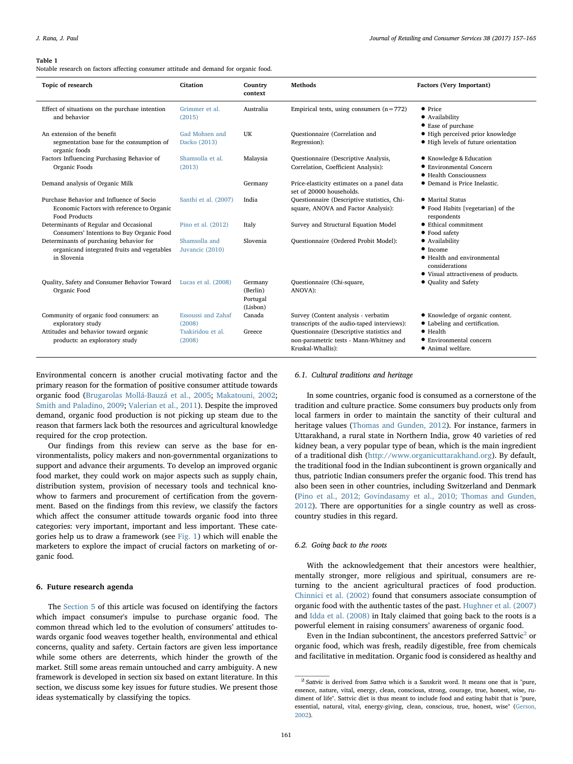**Table 1**
Notable research on factors affecting consumer attitude and demand for organic food.

| Topic of research | Citation | Country context | Methods | Factors (Very Important) |
|---|---|---|---|---|
| Effect of situations on the purchase intention and behavior | Grimmer et al. (2015) | Australia | Empirical tests, using consumers (n = 772) | • Price<br>• Availability<br>• Ease of purchase |
| An extension of the benefit segmentation base for the consumption of organic foods | Gad Mohsen and Dacko (2013) | UK | Questionnaire (Correlation and Regression): | • High perceived prior knowledge<br>• High levels of future orientation |
| Factors Influencing Purchasing Behavior of Organic Foods | Shamsolla et al. (2013) | Malaysia | Questionnaire (Descriptive Analysis, Correlation, Coefficient Analysis): | • Knowledge & Education<br>• Environmental Concern<br>• Health Consciousness |
| Demand analysis of Organic Milk | | Germany | Price-elasticity estimates on a panel data set of 20000 households. | • Demand is Price Inelastic. |
| Purchase Behavior and Influence of Socio Economic Factors with reference to Organic Food Products | Santhi et al. (2007) | India | Questionnaire (Descriptive statistics, Chi-square, ANOVA and Factor Analysis): | • Marital Status<br>• Food Habits [vegetarian] of the respondents |
| Determinants of Regular and Occasional Consumers' Intentions to Buy Organic Food | Pino et al. (2012) | Italy | Survey and Structural Equation Model | • Ethical commitment<br>• Food safety |
| Determinants of purchasing behavior for organicand integrated fruits and vegetables in Slovenia | Shamsolla and Juvancic (2010) | Slovenia | Questionnaire (Ordered Probit Model): | • Availability<br>• Income<br>• Health and environmental considerations<br>• Visual attractiveness of products. |
| Quality, Safety and Consumer Behavior Toward Organic Food | Lucas et al. (2008) | Germany (Berlin) Portugal (Lisbon) | Questionnaire (Chi-square, ANOVA): | • Quality and Safety |
| Community of organic food consumers: an exploratory study | Essoussi and Zahaf (2008) | Canada | Survey (Content analysis - verbatim transcripts of the audio-taped interviews): | • Knowledge of organic content.<br>• Labeling and certification. |
| Attitudes and behavior toward organic products: an exploratory study | Tsakiridou et al. (2008) | Greece | Questionnaire (Descriptive statistics and non-parametric tests - Mann-Whitney and Kruskal-Whallis): | • Health<br>• Environmental concern<br>• Animal welfare. |

Environmental concern is another crucial motivating factor and the primary reason for the formation of positive consumer attitude towards organic food (Brugarolas Mollá-Bauzá et al., 2005; Makatouni, 2002; Smith and Paladino, 2009; Valerian et al., 2011). Despite the improved demand, organic food production is not picking up steam due to the reason that farmers lack both the resources and agricultural knowledge required for the crop protection.

Our findings from this review can serve as the base for environmentalists, policy makers and non-governmental organizations to support and advance their arguments. To develop an improved organic food market, they could work on major aspects such as supply chain, distribution system, provision of necessary tools and technical knowhow to farmers and procurement of certification from the government. Based on the findings from this review, we classify the factors which affect the consumer attitude towards organic food into three categories: very important, important and less important. These categories help us to draw a framework (see Fig. 1) which will enable the marketers to explore the impact of crucial factors on marketing of organic food.

## 6. Future research agenda

The Section 5 of this article was focused on identifying the factors which impact consumer's impulse to purchase organic food. The common thread which led to the evolution of consumers' attitudes towards organic food weaves together health, environmental and ethical concerns, quality and safety. Certain factors are given less importance while some others are deterrents, which hinder the growth of the market. Still some areas remain untouched and carry ambiguity. A new framework is developed in section six based on extant literature. In this section, we discuss some key issues for future studies. We present those ideas systematically by classifying the topics.

### 6.1. Cultural traditions and heritage

In some countries, organic food is consumed as a cornerstone of the tradition and culture practice. Some consumers buy products only from local farmers in order to maintain the sanctity of their cultural and heritage values (Thomas and Gunden, 2012). For instance, farmers in Uttarakhand, a rural state in Northern India, grow 40 varieties of red kidney bean, a very popular type of bean, which is the main ingredient of a traditional dish (http://www.organicuttarakhand.org). By default, the traditional food in the Indian subcontinent is grown organically and thus, patriotic Indian consumers prefer the organic food. This trend has also been seen in other countries, including Switzerland and Denmark (Pino et al., 2012; Govindasamy et al., 2010; Thomas and Gunden, 2012). There are opportunities for a single country as well as cross-country studies in this regard.

### 6.2. Going back to the roots

With the acknowledgement that their ancestors were healthier, mentally stronger, more religious and spiritual, consumers are returning to the ancient agricultural practices of food production. Chinnici et al. (2002) found that consumers associate consumption of organic food with the authentic tastes of the past. Hughner et al. (2007) and Idda et al. (2008) in Italy claimed that going back to the roots is a powerful element in raising consumers' awareness of organic food.

Even in the Indian subcontinent, the ancestors preferred Sattvic[2] or organic food, which was fresh, readily digestible, free from chemicals and facilitative in meditation. Organic food is considered as healthy and

---

[2] *Sattvic* is derived from *Sattva* which is a Sanskrit word. It means one that is "pure, essence, nature, vital, energy, clean, conscious, strong, courage, true, honest, wise, rudiment of life". Sattvic diet is thus meant to include food and eating habit that is "pure, essential, natural, vital, energy-giving, clean, conscious, true, honest, wise" (Gerson, 2002).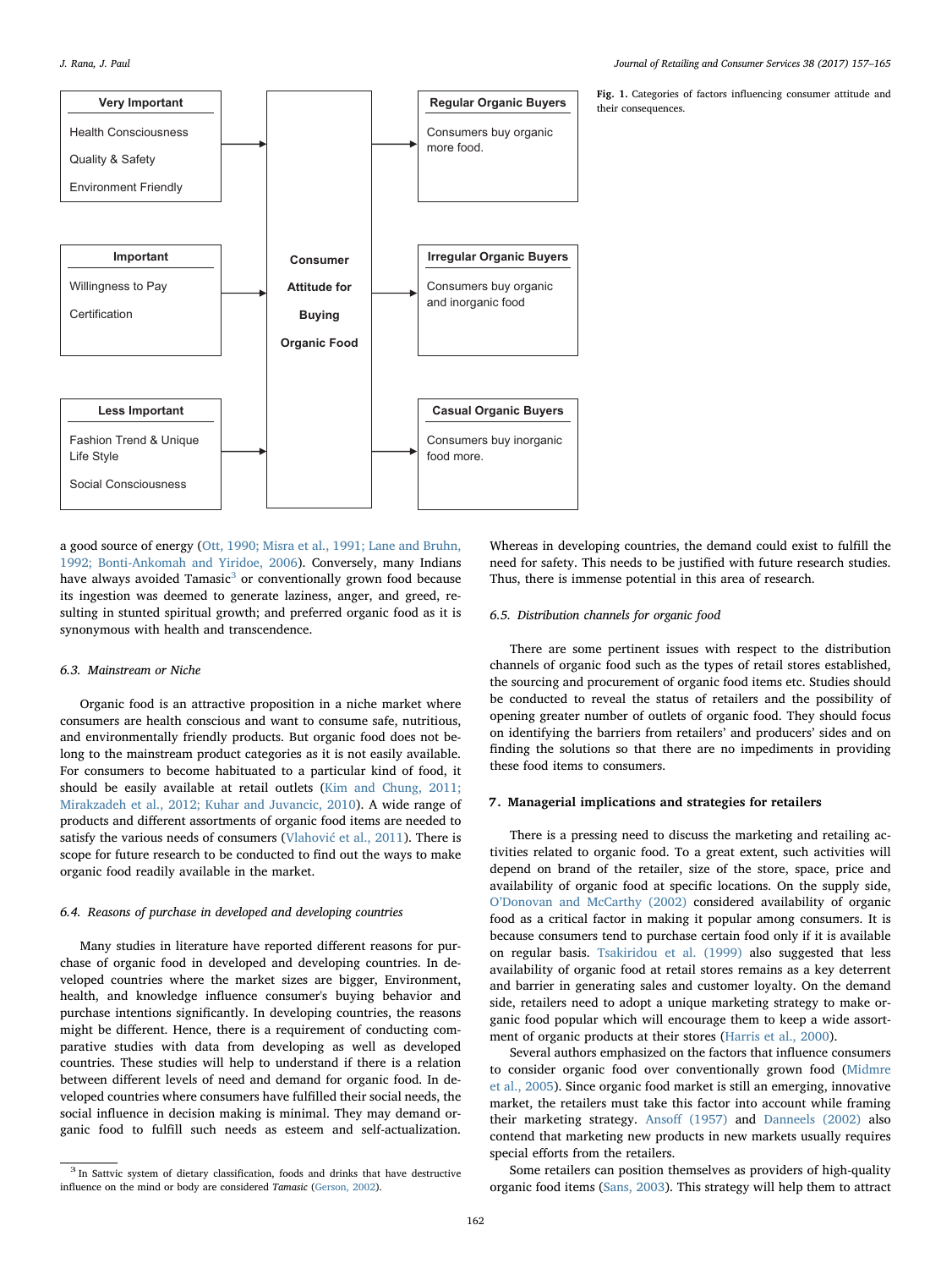| Very Important | | Regular Organic Buyers |
|---|---|---|
| Health Consciousness<br>Quality & Safety<br>Environment Friendly | → Consumer Attitude for Buying Organic Food → | Consumers buy organic more food. |
| **Important** | | **Irregular Organic Buyers** |
| Willingness to Pay<br>Certification | → Consumer Attitude for Buying Organic Food → | Consumers buy organic and inorganic food |
| **Less Important** | | **Casual Organic Buyers** |
| Fashion Trend & Unique Life Style<br>Social Consciousness | → Consumer Attitude for Buying Organic Food → | Consumers buy inorganic food more. |

**Fig. 1.** Categories of factors influencing consumer attitude and their consequences.

a good source of energy (Ott, 1990; Misra et al., 1991; Lane and Bruhn, 1992; Bonti-Ankomah and Yiridoe, 2006). Conversely, many Indians have always avoided Tamasic[3] or conventionally grown food because its ingestion was deemed to generate laziness, anger, and greed, resulting in stunted spiritual growth; and preferred organic food as it is synonymous with health and transcendence.

### 6.3. Mainstream or Niche

Organic food is an attractive proposition in a niche market where consumers are health conscious and want to consume safe, nutritious, and environmentally friendly products. But organic food does not belong to the mainstream product categories as it is not easily available. For consumers to become habituated to a particular kind of food, it should be easily available at retail outlets (Kim and Chung, 2011; Mirakzadeh et al., 2012; Kuhar and Juvancic, 2010). A wide range of products and different assortments of organic food items are needed to satisfy the various needs of consumers (Vlahović et al., 2011). There is scope for future research to be conducted to find out the ways to make organic food readily available in the market.

### 6.4. Reasons of purchase in developed and developing countries

Many studies in literature have reported different reasons for purchase of organic food in developed and developing countries. In developed countries where the market sizes are bigger, Environment, health, and knowledge influence consumer's buying behavior and purchase intentions significantly. In developing countries, the reasons might be different. Hence, there is a requirement of conducting comparative studies with data from developing as well as developed countries. These studies will help to understand if there is a relation between different levels of need and demand for organic food. In developed countries where consumers have fulfilled their social needs, the social influence in decision making is minimal. They may demand organic food to fulfill such needs as esteem and self-actualization. Whereas in developing countries, the demand could exist to fulfill the need for safety. This needs to be justified with future research studies. Thus, there is immense potential in this area of research.

### 6.5. Distribution channels for organic food

There are some pertinent issues with respect to the distribution channels of organic food such as the types of retail stores established, the sourcing and procurement of organic food items etc. Studies should be conducted to reveal the status of retailers and the possibility of opening greater number of outlets of organic food. They should focus on identifying the barriers from retailers' and producers' sides and on finding the solutions so that there are no impediments in providing these food items to consumers.

## 7. Managerial implications and strategies for retailers

There is a pressing need to discuss the marketing and retailing activities related to organic food. To a great extent, such activities will depend on brand of the retailer, size of the store, space, price and availability of organic food at specific locations. On the supply side, O'Donovan and McCarthy (2002) considered availability of organic food as a critical factor in making it popular among consumers. It is because consumers tend to purchase certain food only if it is available on regular basis. Tsakiridou et al. (1999) also suggested that less availability of organic food at retail stores remains as a key deterrent and barrier in generating sales and customer loyalty. On the demand side, retailers need to adopt a unique marketing strategy to make organic food popular which will encourage them to keep a wide assortment of organic products at their stores (Harris et al., 2000).

Several authors emphasized on the factors that influence consumers to consider organic food over conventionally grown food (Midmre et al., 2005). Since organic food market is still an emerging, innovative market, the retailers must take this factor into account while framing their marketing strategy. Ansoff (1957) and Danneels (2002) also contend that marketing new products in new markets usually requires special efforts from the retailers.

Some retailers can position themselves as providers of high-quality organic food items (Sans, 2003). This strategy will help them to attract

[3] In Sattvic system of dietary classification, foods and drinks that have destructive influence on the mind or body are considered *Tamasic* (Gerson, 2002).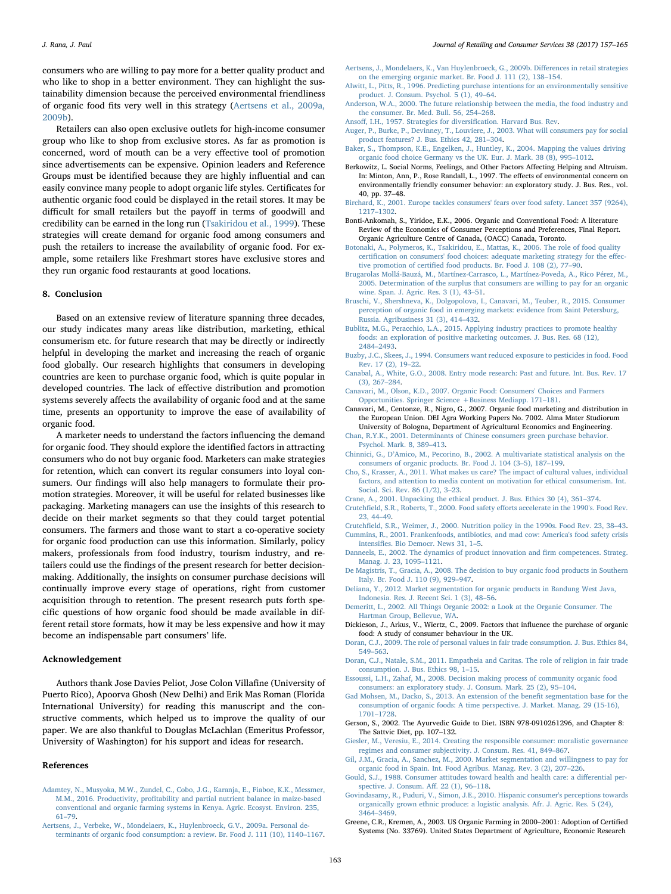consumers who are willing to pay more for a better quality product and who like to shop in a better environment. They can highlight the sustainability dimension because the perceived environmental friendliness of organic food fits very well in this strategy (Aertsens et al., 2009a, 2009b).

Retailers can also open exclusive outlets for high-income consumer group who like to shop from exclusive stores. As far as promotion is concerned, word of mouth can be a very effective tool of promotion since advertisements can be expensive. Opinion leaders and Reference Groups must be identified because they are highly influential and can easily convince many people to adopt organic life styles. Certificates for authentic organic food could be displayed in the retail stores. It may be difficult for small retailers but the payoff in terms of goodwill and credibility can be earned in the long run (Tsakiridou et al., 1999). These strategies will create demand for organic food among consumers and push the retailers to increase the availability of organic food. For example, some retailers like Freshmart stores have exclusive stores and they run organic food restaurants at good locations.

## 8. Conclusion

Based on an extensive review of literature spanning three decades, our study indicates many areas like distribution, marketing, ethical consumerism etc. for future research that may be directly or indirectly helpful in developing the market and increasing the reach of organic food globally. Our research highlights that consumers in developing countries are keen to purchase organic food, which is quite popular in developed countries. The lack of effective distribution and promotion systems severely affects the availability of organic food and at the same time, presents an opportunity to improve the ease of availability of organic food.

A marketer needs to understand the factors influencing the demand for organic food. They should explore the identified factors in attracting consumers who do not buy organic food. Marketers can make strategies for retention, which can convert its regular consumers into loyal consumers. Our findings will also help managers to formulate their promotion strategies. Moreover, it will be useful for related businesses like packaging. Marketing managers can use the insights of this research to decide on their market segments so that they could target potential consumers. The farmers and those want to start a co-operative society for organic food production can use this information. Similarly, policy makers, professionals from food industry, tourism industry, and retailers could use the findings of the present research for better decision-making. Additionally, the insights on consumer purchase decisions will continually improve every stage of operations, right from customer acquisition through to retention. The present research puts forth specific questions of how organic food should be made available in different retail store formats, how it may be less expensive and how it may become an indispensable part consumers' life.

## Acknowledgement

Authors thank Jose Davies Peliot, Jose Colon Villafine (University of Puerto Rico), Apoorva Ghosh (New Delhi) and Erik Mas Roman (Florida International University) for reading this manuscript and the constructive comments, which helped us to improve the quality of our paper. We are also thankful to Douglas McLachlan (Emeritus Professor, University of Washington) for his support and ideas for research.

## References

Adamtey, N., Musyoka, M.W., Zundel, C., Cobo, J.G., Karanja, E., Fiaboe, K.K., Messmer, M.M., 2016. Productivity, profitability and partial nutrient balance in maize-based conventional and organic farming systems in Kenya. Agric. Ecosyst. Environ. 235, 61–79.

Aertsens, J., Verbeke, W., Mondelaers, K., Huylenbroeck, G.V., 2009a. Personal determinants of organic food consumption: a review. Br. Food J. 111 (10), 1140–1167.

Aertsens, J., Mondelaers, K., Van Huylenbroeck, G., 2009b. Differences in retail strategies on the emerging organic market. Br. Food J. 111 (2), 138–154.

Alwitt, L., Pitts, R., 1996. Predicting purchase intentions for an environmentally sensitive product. J. Consum. Psychol. 5 (1), 49–64.

Anderson, W.A., 2000. The future relationship between the media, the food industry and the consumer. Br. Med. Bull. 56, 254–268.

Ansoff, I.H., 1957. Strategies for diversification. Harvard Bus. Rev.

Auger, P., Burke, P., Devinney, T., Louviere, J., 2003. What will consumers pay for social product features? J. Bus. Ethics 42, 281–304.

Baker, S., Thompson, K.E., Engelken, J., Huntley, K., 2004. Mapping the values driving organic food choice Germany vs the UK. Eur. J. Mark. 38 (8), 995–1012.

Berkowitz, L. Social Norms, Feelings, and Other Factors Affecting Helping and Altruism. In: Minton, Ann, P., Rose Randall, L., 1997. The effects of environmental concern on environmentally friendly consumer behavior: an exploratory study. J. Bus. Res., vol. 40, pp. 37–48.

Birchard, K., 2001. Europe tackles consumers' fears over food safety. Lancet 357 (9264), 1217–1302.

Bonti-Ankomah, S., Yiridoe, E.K., 2006. Organic and Conventional Food: A literature Review of the Economics of Consumer Perceptions and Preferences, Final Report. Organic Agriculture Centre of Canada, (OACC) Canada, Toronto.

Botonaki, A., Polymeros, K., Tsakiridou, E., Mattas, K., 2006. The role of food quality certification on consumers' food choices: adequate marketing strategy for the effective promotion of certified food products. Br. Food J. 108 (2), 77–90.

Brugarolas Mollá-Bauzá, M., Martínez-Carrasco, L., Martínez-Poveda, A., Rico Pérez, M., 2005. Determination of the surplus that consumers are willing to pay for an organic wine. Span. J. Agric. Res. 3 (1), 43–51.

Bruschi, V., Shershneva, K., Dolgopolova, I., Canavari, M., Teuber, R., 2015. Consumer perception of organic food in emerging markets: evidence from Saint Petersburg, Russia. Agribusiness 31 (3), 414–432.

Bublitz, M.G., Peracchio, L.A., 2015. Applying industry practices to promote healthy foods: an exploration of positive marketing outcomes. J. Bus. Res. 68 (12), 2484–2493.

Buzby, J.C., Skees, J., 1994. Consumers want reduced exposure to pesticides in food. Food Rev. 17 (2), 19–22.

Canabal, A., White, G.O., 2008. Entry mode research: Past and future. Int. Bus. Rev. 17 (3), 267–284.

Canavari, M., Olson, K.D., 2007. Organic Food: Consumers' Choices and Farmers Opportunities. Springer Science +Business Mediapp. 171–181.

Canavari, M., Centonze, R., Nigro, G., 2007. Organic food marketing and distribution in the European Union. DEI Agra Working Papers No. 7002. Alma Mater Studiorum University of Bologna, Department of Agricultural Economics and Engineering.

Chan, R.Y.K., 2001. Determinants of Chinese consumers green purchase behavior. Psychol. Mark. 8, 389–413.

Chinnici, G., D'Amico, M., Pecorino, B., 2002. A multivariate statistical analysis on the consumers of organic products. Br. Food J. 104 (3–5), 187–199.

Cho, S., Krasser, A., 2011. What makes us care? The impact of cultural values, individual factors, and attention to media content on motivation for ethical consumerism. Int. Social. Sci. Rev. 86 (1/2), 3–23.

Crane, A., 2001. Unpacking the ethical product. J. Bus. Ethics 30 (4), 361–374.

Crutchfield, S.R., Roberts, T., 2000. Food safety efforts accelerate in the 1990's. Food Rev. 23, 44–49.

Crutchfield, S.R., Weimer, J., 2000. Nutrition policy in the 1990s. Food Rev. 23, 38–43.

Cummins, R., 2001. Frankenfoods, antibiotics, and mad cow: America's food safety crisis intensifies. Bio Democr. News 31, 1–5.

Danneels, E., 2002. The dynamics of product innovation and firm competences. Strateg. Manag. J. 23, 1095–1121.

De Magistris, T., Gracia, A., 2008. The decision to buy organic food products in Southern Italy. Br. Food J. 110 (9), 929–947.

Deliana, Y., 2012. Market segmentation for organic products in Bandung West Java, Indonesia. Res. J. Recent Sci. 1 (3), 48–56.

Demeritt, L., 2002. All Things Organic 2002: a Look at the Organic Consumer. The Hartman Group, Bellevue, WA.

Dickieson, J., Arkus, V., Wiertz, C., 2009. Factors that influence the purchase of organic food: A study of consumer behaviour in the UK.

Doran, C.J., 2009. The role of personal values in fair trade consumption. J. Bus. Ethics 84, 549–563.

Doran, C.J., Natale, S.M., 2011. Empatheia and Caritas. The role of religion in fair trade consumption. J. Bus. Ethics 98, 1–15.

Essoussi, L.H., Zahaf, M., 2008. Decision making process of community organic food consumers: an exploratory study. J. Consum. Mark. 25 (2), 95–104.

Gad Mohsen, M., Dacko, S., 2013. An extension of the benefit segmentation base for the consumption of organic foods: A time perspective. J. Market. Manag. 29 (15-16), 1701–1728.

Gerson, S., 2002. The Ayurvedic Guide to Diet. ISBN 978-0910261296, and Chapter 8: The Sattvic Diet, pp. 107–132.

Giesler, M., Veresiu, E., 2014. Creating the responsible consumer: moralistic governance regimes and consumer subjectivity. J. Consum. Res. 41, 849–867.

Gil, J.M., Gracia, A., Sanchez, M., 2000. Market segmentation and willingness to pay for organic food in Spain. Int. Food Agribus. Manag. Rev. 3 (2), 207–226.

Gould, S.J., 1988. Consumer attitudes toward health and health care: a differential perspective. J. Consum. Aff. 22 (1), 96–118.

Govindasamy, R., Puduri, V., Simon, J.E., 2010. Hispanic consumer's perceptions towards organically grown ethnic produce: a logistic analysis. Afr. J. Agric. Res. 5 (24), 3464–3469.

Greene, C.R., Kremen, A., 2003. US Organic Farming in 2000–2001: Adoption of Certified Systems (No. 33769). United States Department of Agriculture, Economic Research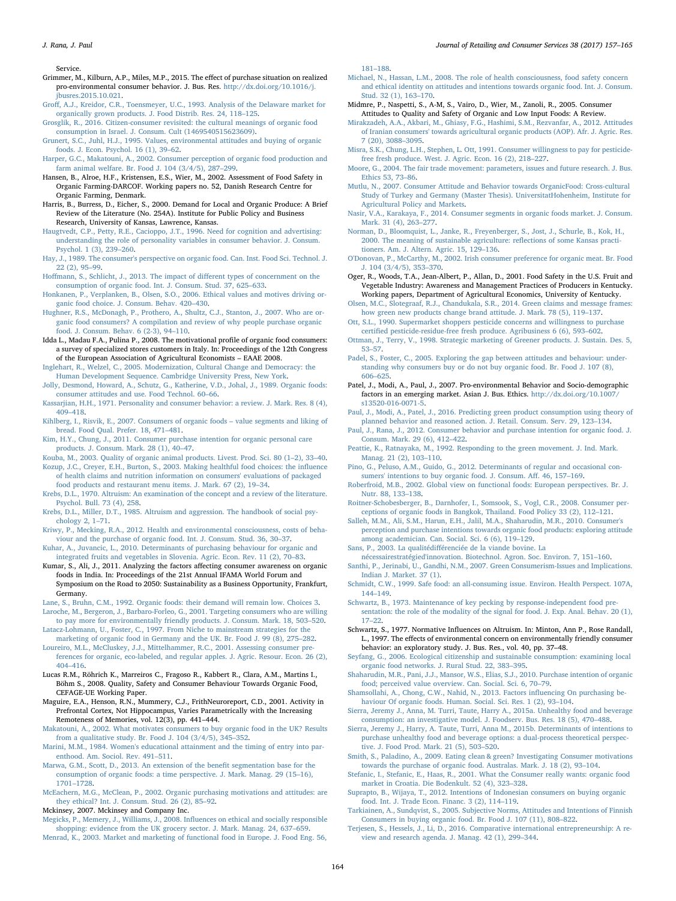Service.

Grimmer, M., Kilburn, A.P., Miles, M.P., 2015. The effect of purchase situation on realized pro-environmental consumer behavior. J. Bus. Res. http://dx.doi.org/10.1016/j.jbusres.2015.10.021.

Groff, A.J., Kreidor, C.R., Toensmeyer, U.C., 1993. Analysis of the Delaware market for organically grown products. J. Food Distrib. Res. 24, 118–125.

Grosglik, R., 2016. Citizen-consumer revisited: the cultural meanings of organic food consumption in Israel. J. Consum. Cult (1469540515623609).

Grunert, S.C., Juhl, H.J., 1995. Values, environmental attitudes and buying of organic foods. J. Econ. Psychol. 16 (1), 39–62.

Harper, G.C., Makatouni, A., 2002. Consumer perception of organic food production and farm animal welfare. Br. Food J. 104 (3/4/5), 287–299.

Hansen, B., Alroe, H.F., Kristensen, E.S., Wier, M., 2002. Assessment of Food Safety in Organic Farming-DARCOF. Working papers no. 52, Danish Research Centre for Organic Farming, Denmark.

Harris, B., Burress, D., Eicher, S., 2000. Demand for Local and Organic Produce: A Brief Review of the Literature (No. 254A). Institute for Public Policy and Business Research, University of Kansas, Lawrence, Kansas.

Haugtvedt, C.P., Petty, R.E., Cacioppo, J.T., 1996. Need for cognition and advertising: understanding the role of personality variables in consumer behavior. J. Consum. Psychol. 1 (3), 239–260.

Hay, J., 1989. The consumer's perspective on organic food. Can. Inst. Food Sci. Technol. J. 22 (2), 95–99.

Hoffmann, S., Schlicht, J., 2013. The impact of different types of concernment on the consumption of organic food. Int. J. Consum. Stud. 37, 625–633.

Honkanen, P., Verplanken, B., Olsen, S.O., 2006. Ethical values and motives driving organic food choice. J. Consum. Behav. 420–430.

Hughner, R.S., McDonagh, P., Prothero, A., Shultz, C.J., Stanton, J., 2007. Who are organic food consumers? A compilation and review of why people purchase organic food. J. Consum. Behav. 6 (2-3), 94–110.

Idda L., Madau F.A., Pulina P., 2008. The motivational profile of organic food consumers: a survey of specialized stores customers in Italy. In: Proceedings of the 12th Congress of the European Association of Agricultural Economists – EAAE 2008.

Inglehart, R., Welzel, C., 2005. Modernization, Cultural Change and Democracy: the Human Development Sequence. Cambridge University Press, New York.

Jolly, Desmond, Howard, A., Schutz, G., Katherine, V.D., Johal, J., 1989. Organic foods: consumer attitudes and use. Food Technol. 60–66.

Kassarjian, H.H., 1971. Personality and consumer behavior: a review. J. Mark. Res. 8 (4), 409–418.

Kihlberg, I., Risvik, E., 2007. Consumers of organic foods – value segments and liking of bread. Food Qual. Prefer. 18, 471–481.

Kim, H.Y., Chung, J., 2011. Consumer purchase intention for organic personal care products. J. Consum. Mark. 28 (1), 40–47.

Kouba, M., 2003. Quality of organic animal products. Livest. Prod. Sci. 80 (1–2), 33–40.

Kozup, J.C., Creyer, E.H., Burton, S., 2003. Making healthful food choices: the influence of health claims and nutrition information on consumers' evaluations of packaged food products and restaurant menu items. J. Mark. 67 (2), 19–34.

Krebs, D.L., 1970. Altruism: An examination of the concept and a review of the literature. Psychol. Bull. 73 (4), 258.

Krebs, D.L., Miller, D.T., 1985. Altruism and aggression. The handbook of social psychology 2, 1–71.

Kriwy, P., Mecking, R.A., 2012. Health and environmental consciousness, costs of behaviour and the purchase of organic food. Int. J. Consum. Stud. 36, 30–37.

Kuhar, A., Juvancic, L., 2010. Determinants of purchasing behaviour for organic and integrated fruits and vegetables in Slovenia. Agric. Econ. Rev. 11 (2), 70–83.

Kumar, S., Ali, J., 2011. Analyzing the factors affecting consumer awareness on organic foods in India. In: Proceedings of the 21st Annual IFAMA World Forum and Symposium on the Road to 2050: Sustainability as a Business Opportunity, Frankfurt, Germany.

Lane, S., Bruhn, C.M., 1992. Organic foods: their demand will remain low. Choices 3.

Laroche, M., Bergeron, J., Barbaro-Forleo, G., 2001. Targeting consumers who are willing to pay more for environmentally friendly products. J. Consum. Mark. 18, 503–520.

Latacz-Lohmann, U., Foster, C., 1997. From Niche to mainstream strategies for the marketing of organic food in Germany and the UK. Br. Food J. 99 (8), 275–282.

Loureiro, M.L., McCluskey, J.J., Mittelhammer, R.C., 2001. Assessing consumer preferences for organic, eco-labeled, and regular apples. J. Agric. Resour. Econ. 26 (2), 404–416.

Lucas R.M., Röhrich K., Marreiros C., Fragoso R., Kabbert R., Clara, A.M., Martins I., Böhm S., 2008. Quality, Safety and Consumer Behaviour Towards Organic Food, CEFAGE-UE Working Paper.

Maguire, E.A., Henson, R.N., Mummery, C.J., FrithNeuroreport, C.D., 2001. Activity in Prefrontal Cortex, Not Hippocampus, Varies Parametrically with the Increasing Remoteness of Memories, vol. 12(3), pp. 441–444.

Makatouni, A., 2002. What motivates consumers to buy organic food in the UK? Results from a qualitative study. Br. Food J. 104 (3/4/5), 345–352.

Marini, M.M., 1984. Women's educational attainment and the timing of entry into parenthood. Am. Sociol. Rev. 491–511.

Marwa, G.M., Scott, D., 2013. An extension of the benefit segmentation base for the consumption of organic foods: a time perspective. J. Mark. Manag. 29 (15–16), 1701–1728.

McEachern, M.G., McClean, P., 2002. Organic purchasing motivations and attitudes: are they ethical? Int. J. Consum. Stud. 26 (2), 85–92.

Mckinsey, 2007. Mckinsey and Company Inc.

Megicks, P., Memery, J., Williams, J., 2008. Influences on ethical and socially responsible shopping: evidence from the UK grocery sector. J. Mark. Manag. 24, 637–659.

Menrad, K., 2003. Market and marketing of functional food in Europe. J. Food Eng. 56, 181–188.

Michael, N., Hassan, L.M., 2008. The role of health consciousness, food safety concern and ethical identity on attitudes and intentions towards organic food. Int. J. Consum. Stud. 32 (1), 163–170.

Midmore, P., Naspetti, S., A-M, S., Vairo, D., Wier, M., Zanoli, R., 2005. Consumer Attitudes to Quality and Safety of Organic and Low Input Foods: A Review.

Mirakzadeh, A.A., Akbari, M., Ghiasy, F.G., Hashimi, S.M., Rezvanfar, A., 2012. Attitudes of Iranian consumers' towards agricultural organic products (AOP). Afr. J. Agric. Res. 7 (20), 3088–3095.

Misra, S.K., Chung, L.H., Stephen, L. Ott, 1991. Consumer willingness to pay for pesticide-free fresh produce. West. J. Agric. Econ. 16 (2), 218–227.

Moore, G., 2004. The fair trade movement: parameters, issues and future research. J. Bus. Ethics 53, 73–86.

Mutlu, N., 2007. Consumer Attitude and Behavior towards OrganicFood: Cross-cultural Study of Turkey and Germany (Master Thesis). UniversitatHohenheim, Institute for Agricultural Policy and Markets.

Nasir, V.A., Karakaya, F., 2014. Consumer segments in organic foods market. J. Consum. Mark. 31 (4), 263–277.

Norman, D., Bloomquist, L., Janke, R., Freyenberger, S., Jost, J., Schurle, B., Kok, H., 2000. The meaning of sustainable agriculture: reflections of some Kansas practitioners. Am. J. Altern. Agric. 15, 129–136.

O'Donovan, P., McCarthy, M., 2002. Irish consumer preference for organic meat. Br. Food J. 104 (3/4/5), 353–370.

Oger, R., Woods, T.A., Jean-Albert, P., Allan, D., 2001. Food Safety in the U.S. Fruit and Vegetable Industry: Awareness and Management Practices of Producers in Kentucky. Working papers, Department of Agricultural Economics, University of Kentucky.

Olsen, M.C., Slotegraaf, R.J., Chandukala, S.R., 2014. Green claims and message frames: how green new products change brand attitude. J. Mark. 78 (5), 119–137.

Ott, S.L., 1990. Supermarket shoppers pesticide concerns and willingness to purchase certified pesticide-residue-free fresh produce. Agribusiness 6 (6), 593–602.

Ottman, J., Terry, V., 1998. Strategic marketing of Greener products. J. Sustain. Des. 5, 53–57.

Padel, S., Foster, C., 2005. Exploring the gap between attitudes and behaviour: understanding why consumers buy or do not buy organic food. Br. Food J. 107 (8), 606–625.

Patel, J., Modi, A., Paul, J., 2007. Pro-environmental Behavior and Socio-demographic factors in an emerging market. Asian J. Bus. Ethics. http://dx.doi.org/10.1007/s13520-016-0071-5.

Paul, J., Modi, A., Patel, J., 2016. Predicting green product consumption using theory of planned behavior and reasoned action. J. Retail. Consum. Serv. 29, 123–134.

Paul, J., Rana, J., 2012. Consumer behavior and purchase intention for organic food. J. Consum. Mark. 29 (6), 412–422.

Peattie, K., Ratnayaka, M., 1992. Responding to the green movement. J. Ind. Mark. Manag. 21 (2), 103–110.

Pino, G., Peluso, A.M., Guido, G., 2012. Determinants of regular and occasional consumers' intentions to buy organic food. J. Consum. Aff. 46, 157–169.

Roberfroid, M.B., 2002. Global view on functional foods: European perspectives. Br. J. Nutr. 88, 133–138.

Roitner-Schobesberger, B., Darnhofer, I., Somsook, S., Vogl, C.R., 2008. Consumer perceptions of organic foods in Bangkok, Thailand. Food Policy 33 (2), 112–121.

Salleh, M.M., Ali, S.M., Harun, E.H., Jalil, M.A., Shaharudin, M.R., 2010. Consumer's perception and purchase intentions towards organic food products: exploring attitude among academician. Can. Social. Sci. 6 (6), 119–129.

Sans, P., 2003. La qualitédifférenciée de la viande bovine. La nécessairestratégied'innovation. Biotechnol. Agron. Soc. Environ. 7, 151–160.

Santhi, P., Jerinabi, U., Gandhi, N.M., 2007. Green Consumerism-Issues and Implications. Indian J. Market. 37 (1).

Schmidt, C.W., 1999. Safe food: an all-consuming issue. Environ. Health Perspect. 107A, 144–149.

Schwartz, B., 1973. Maintenance of key pecking by response-independent food presentation: the role of the modality of the signal for food. J. Exp. Anal. Behav. 20 (1), 17–22.

Schwartz, S., 1977. Normative Influences on Altruism. In: Minton, Ann P., Rose Randall, L., 1997. The effects of environmental concern on environmentally friendly consumer behavior: an exploratory study. J. Bus. Res., vol. 40, pp. 37–48.

Seyfang, G., 2006. Ecological citizenship and sustainable consumption: examining local organic food networks. J. Rural Stud. 22, 383–395.

Shaharudin, M.R., Pani, J.J., Mansor, W.S., Elias, S.J., 2010. Purchase intention of organic food; perceived value overview. Can. Social. Sci. 6, 70–79.

Shamsollahi, A., Chong, C.W., Nahid, N., 2013. Factors influencing On purchasing behaviour Of organic foods. Human. Social. Sci. Res. 1 (2), 93–104.

Sierra, Jeremy J., Anna, M. Turri, Taute, Harry A., 2015a. Unhealthy food and beverage consumption: an investigative model. J. Foodserv. Bus. Res. 18 (5), 470–488.

Sierra, Jeremy J., Harry, A. Taute, Turri, Anna M., 2015b. Determinants of intentions to purchase unhealthy food and beverage options: a dual-process theoretical perspective. J. Food Prod. Mark. 21 (5), 503–520.

Smith, S., Paladino, A., 2009. Eating clean & green? Investigating Consumer motivations towards the purchase of organic food. Australas. Mark. J. 18 (2), 93–104.

Stefanic, I., Stefanic, E., Haas, R., 2001. What the Consumer really wants: organic food market in Croatia. Die Bodenkult. 52 (4), 323–328.

Suprapto, B., Wijaya, T., 2012. Intentions of Indonesian consumers on buying organic food. Int. J. Trade Econ. Financ. 3 (2), 114–119.

Tarkiainen, A., Sundqvist, S., 2005. Subjective Norms, Attitudes and Intentions of Finnish Consumers in buying organic food. Br. Food J. 107 (11), 808–822.

Terjesen, S., Hessels, J., Li, D., 2016. Comparative international entrepreneurship: A review and research agenda. J. Manag. 42 (1), 299–344.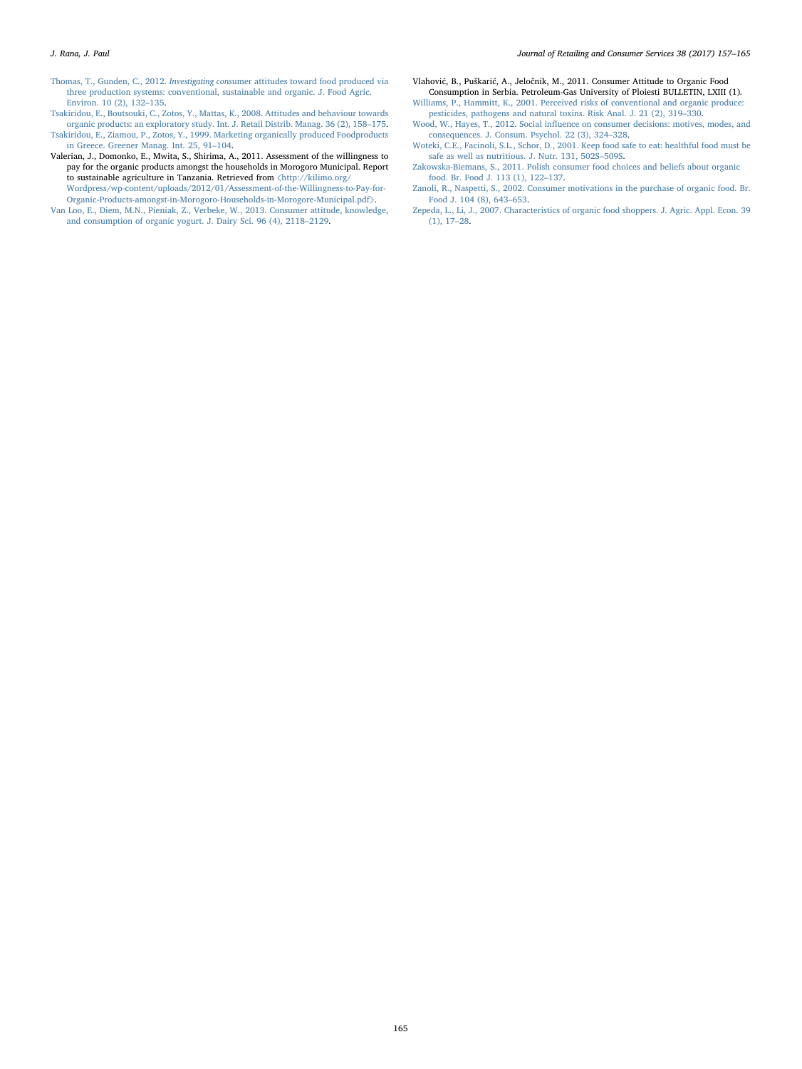Thomas, T., Gunden, C., 2012. *Investigating cons*umer attitudes toward food produced via three production systems: conventional, sustainable and organic. J. Food Agric. Environ. 10 (2), 132–135.

Tsakiridou, E., Boutsouki, C., Zotos, Y., Mattas, K., 2008. Attitudes and behaviour towards organic products: an exploratory study. Int. J. Retail Distrib. Manag. 36 (2), 158–175.

Tsakiridou, E., Ziamou, P., Zotos, Y., 1999. Marketing organically produced Foodproducts in Greece. Greener Manag. Int. 25, 91–104.

Valerian, J., Domonko, E., Mwita, S., Shirima, A., 2011. Assessment of the willingness to pay for the organic products amongst the households in Morogoro Municipal. Report to sustainable agriculture in Tanzania. Retrieved from ⟨http://kilimo.org/Wordpress/wp-content/uploads/2012/01/Assessment-of-the-Willingness-to-Pay-for-Organic-Products-amongst-in-Morogoro-Households-in-Morogore-Municipal.pdf⟩.

Van Loo, E., Diem, M.N., Pieniak, Z., Verbeke, W., 2013. Consumer attitude, knowledge, and consumption of organic yogurt. J. Dairy Sci. 96 (4), 2118–2129.

Vlahović, B., Puškarić, A., Jeločnik, M., 2011. Consumer Attitude to Organic Food Consumption in Serbia. Petroleum-Gas University of Ploiesti BULLETIN, LXIII (1).

Williams, P., Hammitt, K., 2001. Perceived risks of conventional and organic produce: pesticides, pathogens and natural toxins. Risk Anal. J. 21 (2), 319–330.

Wood, W., Hayes, T., 2012. Social influence on consumer decisions: motives, modes, and consequences. J. Consum. Psychol. 22 (3), 324–328.

Woteki, C.E., Facinoli, S.L., Schor, D., 2001. Keep food safe to eat: healthful food must be safe as well as nutritious. J. Nutr. 131, 502S–509S.

Zakowska-Biemans, S., 2011. Polish consumer food choices and beliefs about organic food. Br. Food J. 113 (1), 122–137.

Zanoli, R., Naspetti, S., 2002. Consumer motivations in the purchase of organic food. Br. Food J. 104 (8), 643–653.

Zepeda, L., Li, J., 2007. Characteristics of organic food shoppers. J. Agric. Appl. Econ. 39 (1), 17–28.